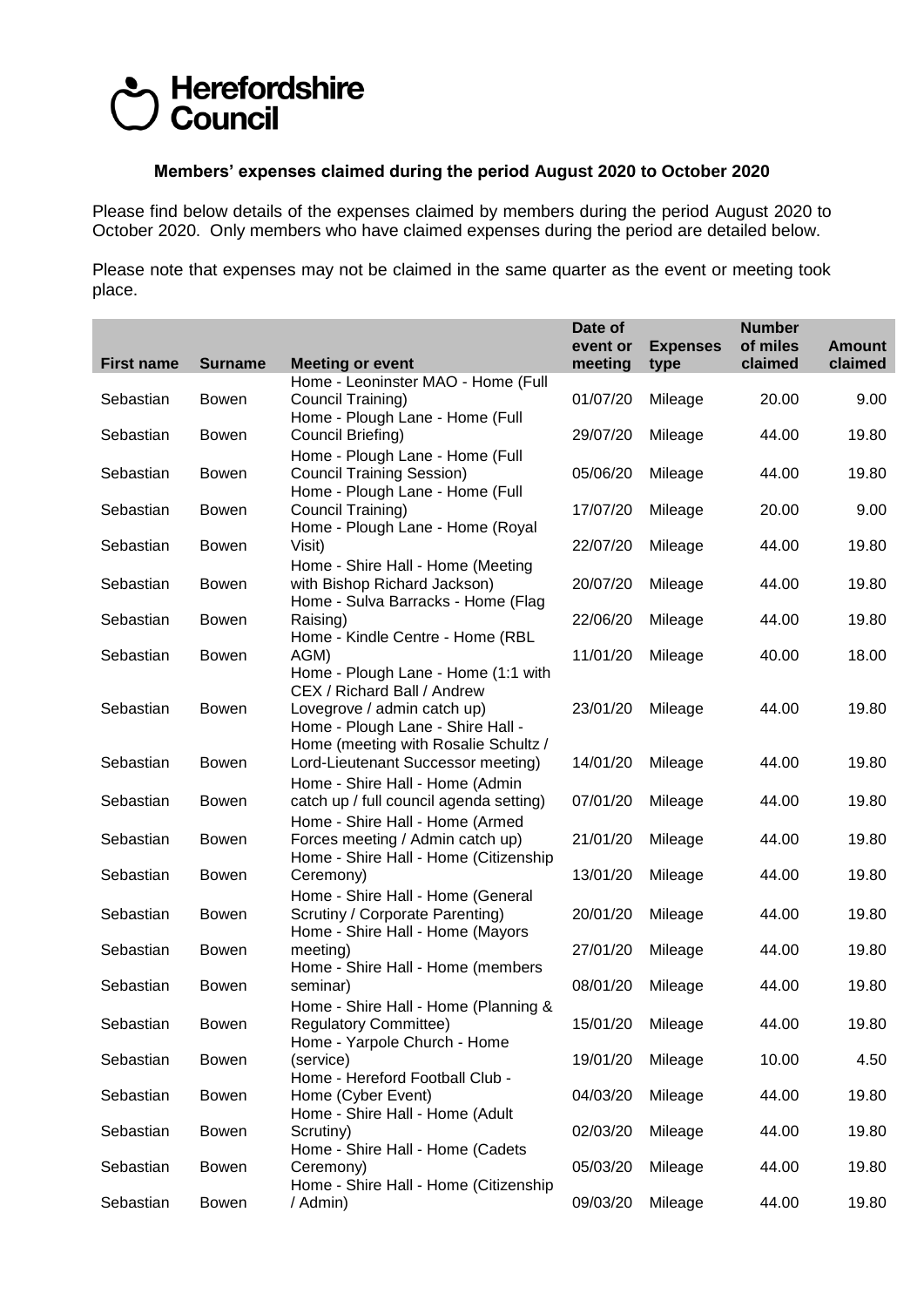Herefordshire Council

**Members' expenses claimed during the period August 2020 to October 2020**

Please find below details of the expenses claimed by members during the period August 2020 to October 2020. Only members who have claimed expenses during the period are detailed below.

Please note that expenses may not be claimed in the same quarter as the event or meeting took place.

| First name | Surname | Meeting or event | Date of event or meeting | Expenses type | Number of miles claimed | Amount claimed |
|---|---|---|---|---|---|---|
| Sebastian | Bowen | Home - Leoninster MAO - Home (Full Council Training) | 01/07/20 | Mileage | 20.00 | 9.00 |
| Sebastian | Bowen | Home - Plough Lane - Home (Full Council Briefing) | 29/07/20 | Mileage | 44.00 | 19.80 |
| Sebastian | Bowen | Home - Plough Lane - Home (Full Council Training Session) | 05/06/20 | Mileage | 44.00 | 19.80 |
| Sebastian | Bowen | Home - Plough Lane - Home (Full Council Training) | 17/07/20 | Mileage | 20.00 | 9.00 |
| Sebastian | Bowen | Home - Plough Lane - Home (Royal Visit) | 22/07/20 | Mileage | 44.00 | 19.80 |
| Sebastian | Bowen | Home - Shire Hall - Home (Meeting with Bishop Richard Jackson) | 20/07/20 | Mileage | 44.00 | 19.80 |
| Sebastian | Bowen | Home - Sulva Barracks - Home (Flag Raising) | 22/06/20 | Mileage | 44.00 | 19.80 |
| Sebastian | Bowen | Home - Kindle Centre - Home (RBL AGM) | 11/01/20 | Mileage | 40.00 | 18.00 |
| Sebastian | Bowen | Home - Plough Lane - Home (1:1 with CEX / Richard Ball / Andrew Lovegrove / admin catch up) | 23/01/20 | Mileage | 44.00 | 19.80 |
| Sebastian | Bowen | Home - Plough Lane - Shire Hall - Home (meeting with Rosalie Schultz / Lord-Lieutenant Successor meeting) | 14/01/20 | Mileage | 44.00 | 19.80 |
| Sebastian | Bowen | Home - Shire Hall - Home (Admin catch up / full council agenda setting) | 07/01/20 | Mileage | 44.00 | 19.80 |
| Sebastian | Bowen | Home - Shire Hall - Home (Armed Forces meeting / Admin catch up) | 21/01/20 | Mileage | 44.00 | 19.80 |
| Sebastian | Bowen | Home - Shire Hall - Home (Citizenship Ceremony) | 13/01/20 | Mileage | 44.00 | 19.80 |
| Sebastian | Bowen | Home - Shire Hall - Home (General Scrutiny / Corporate Parenting) | 20/01/20 | Mileage | 44.00 | 19.80 |
| Sebastian | Bowen | Home - Shire Hall - Home (Mayors meeting) | 27/01/20 | Mileage | 44.00 | 19.80 |
| Sebastian | Bowen | Home - Shire Hall - Home (members seminar) | 08/01/20 | Mileage | 44.00 | 19.80 |
| Sebastian | Bowen | Home - Shire Hall - Home (Planning & Regulatory Committee) | 15/01/20 | Mileage | 44.00 | 19.80 |
| Sebastian | Bowen | Home - Yarpole Church - Home (service) | 19/01/20 | Mileage | 10.00 | 4.50 |
| Sebastian | Bowen | Home - Hereford Football Club - Home (Cyber Event) | 04/03/20 | Mileage | 44.00 | 19.80 |
| Sebastian | Bowen | Home - Shire Hall - Home (Adult Scrutiny) | 02/03/20 | Mileage | 44.00 | 19.80 |
| Sebastian | Bowen | Home - Shire Hall - Home (Cadets Ceremony) | 05/03/20 | Mileage | 44.00 | 19.80 |
| Sebastian | Bowen | Home - Shire Hall - Home (Citizenship / Admin) | 09/03/20 | Mileage | 44.00 | 19.80 |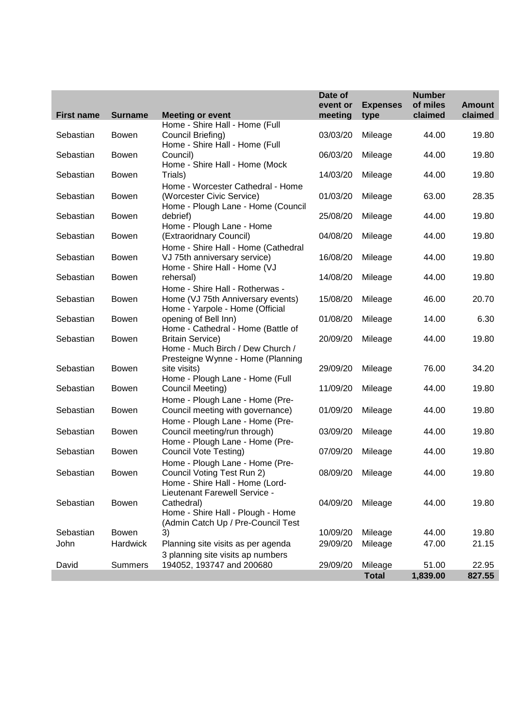| First name | Surname | Meeting or event | Date of event or meeting | Expenses type | Number of miles claimed | Amount claimed |
|---|---|---|---|---|---|---|
| Sebastian | Bowen | Home - Shire Hall - Home (Full Council Briefing) | 03/03/20 | Mileage | 44.00 | 19.80 |
| Sebastian | Bowen | Home - Shire Hall - Home (Full Council) | 06/03/20 | Mileage | 44.00 | 19.80 |
| Sebastian | Bowen | Home - Shire Hall - Home (Mock Trials) | 14/03/20 | Mileage | 44.00 | 19.80 |
| Sebastian | Bowen | Home - Worcester Cathedral - Home (Worcester Civic Service) | 01/03/20 | Mileage | 63.00 | 28.35 |
| Sebastian | Bowen | Home - Plough Lane - Home (Council debrief) | 25/08/20 | Mileage | 44.00 | 19.80 |
| Sebastian | Bowen | Home - Plough Lane - Home (Extraoridnary Council) | 04/08/20 | Mileage | 44.00 | 19.80 |
| Sebastian | Bowen | Home - Shire Hall - Home (Cathedral VJ 75th anniversary service) | 16/08/20 | Mileage | 44.00 | 19.80 |
| Sebastian | Bowen | Home - Shire Hall - Home (VJ rehersal) | 14/08/20 | Mileage | 44.00 | 19.80 |
| Sebastian | Bowen | Home - Shire Hall - Rotherwas - Home (VJ 75th Anniversary events) | 15/08/20 | Mileage | 46.00 | 20.70 |
| Sebastian | Bowen | Home - Yarpole - Home (Official opening of Bell Inn) | 01/08/20 | Mileage | 14.00 | 6.30 |
| Sebastian | Bowen | Home - Cathedral - Home (Battle of Britain Service) | 20/09/20 | Mileage | 44.00 | 19.80 |
| Sebastian | Bowen | Home - Much Birch / Dew Church / Presteigne Wynne - Home (Planning site visits) | 29/09/20 | Mileage | 76.00 | 34.20 |
| Sebastian | Bowen | Home - Plough Lane - Home (Full Council Meeting) | 11/09/20 | Mileage | 44.00 | 19.80 |
| Sebastian | Bowen | Home - Plough Lane - Home (Pre-Council meeting with governance) | 01/09/20 | Mileage | 44.00 | 19.80 |
| Sebastian | Bowen | Home - Plough Lane - Home (Pre-Council meeting/run through) | 03/09/20 | Mileage | 44.00 | 19.80 |
| Sebastian | Bowen | Home - Plough Lane - Home (Pre-Council Vote Testing) | 07/09/20 | Mileage | 44.00 | 19.80 |
| Sebastian | Bowen | Home - Plough Lane - Home (Pre-Council Voting Test Run 2) | 08/09/20 | Mileage | 44.00 | 19.80 |
| Sebastian | Bowen | Home - Shire Hall - Home (Lord-Lieutenant Farewell Service - Cathedral) | 04/09/20 | Mileage | 44.00 | 19.80 |
| Sebastian | Bowen | Home - Shire Hall - Plough - Home (Admin Catch Up / Pre-Council Test 3) | 10/09/20 | Mileage | 44.00 | 19.80 |
| John | Hardwick | Planning site visits as per agenda | 29/09/20 | Mileage | 47.00 | 21.15 |
| David | Summers | 3 planning site visits ap numbers 194052, 193747 and 200680 | 29/09/20 | Mileage | 51.00 | 22.95 |
| | | | | **Total** | **1,839.00** | **827.55** |